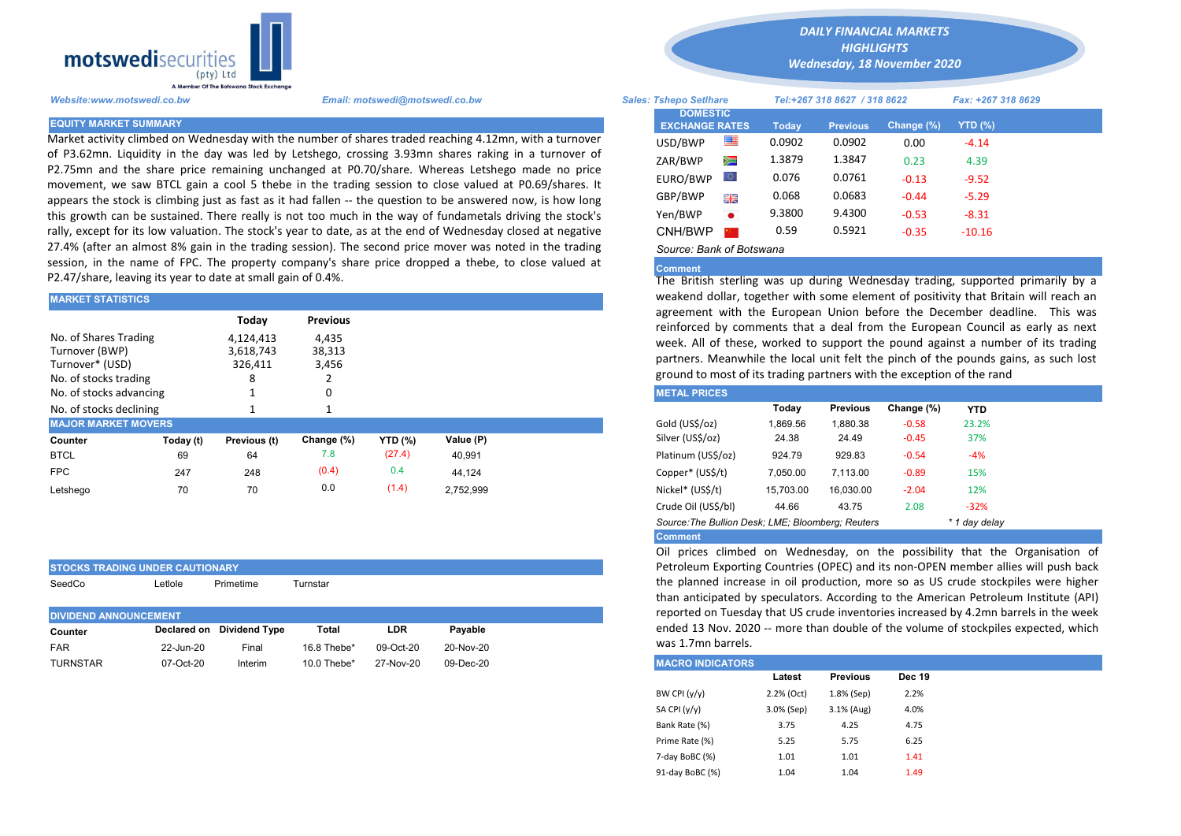**motswedisecurities (pty) Ltd**
A Member Of The Botswana Stock Exchange

*DAILY FINANCIAL MARKETS HIGHLIGHTS*
*Wednesday, 18 November 2020*

*Website:www.motswedi.co.bw* *Email: motswedi@motswedi.co.bw* *Sales: Tshepo Setlhare* *Tel:+267 318 8627 / 318 8622* *Fax: +267 318 8629*

## EQUITY MARKET SUMMARY

Market activity climbed on Wednesday with the number of shares traded reaching 4.12mn, with a turnover of P3.62mn. Liquidity in the day was led by Letshego, crossing 3.93mn shares raking in a turnover of P2.75mn and the share price remaining unchanged at P0.70/share. Whereas Letshego made no price movement, we saw BTCL gain a cool 5 thebe in the trading session to close valued at P0.69/shares. It appears the stock is climbing just as fast as it had fallen -- the question to be answered now, is how long this growth can be sustained. There really is not too much in the way of fundametals driving the stock's rally, except for its low valuation. The stock's year to date, as at the end of Wednesday closed at negative 27.4% (after an almost 8% gain in the trading session). The second price mover was noted in the trading session, in the name of FPC. The property company's share price dropped a thebe, to close valued at P2.47/share, leaving its year to date at small gain of 0.4%.

## MARKET STATISTICS

| | Today | Previous |
|---|---|---|
| No. of Shares Trading | 4,124,413 | 4,435 |
| Turnover (BWP) | 3,618,743 | 38,313 |
| Turnover* (USD) | 326,411 | 3,456 |
| No. of stocks trading | 8 | 2 |
| No. of stocks advancing | 1 | 0 |
| No. of stocks declining | 1 | 1 |

## MAJOR MARKET MOVERS

| Counter | Today (t) | Previous (t) | Change (%) | YTD (%) | Value (P) |
|---|---|---|---|---|---|
| BTCL | 69 | 64 | 7.8 | (27.4) | 40,991 |
| FPC | 247 | 248 | (0.4) | 0.4 | 44,124 |
| Letshego | 70 | 70 | 0.0 | (1.4) | 2,752,999 |

## STOCKS TRADING UNDER CAUTIONARY

SeedCo | Letlole | Primetime | Turnstar

## DIVIDEND ANNOUNCEMENT

| Counter | Declared on | Dividend Type | Total | LDR | Payable |
|---|---|---|---|---|---|
| FAR | 22-Jun-20 | Final | 16.8 Thebe* | 09-Oct-20 | 20-Nov-20 |
| TURNSTAR | 07-Oct-20 | Interim | 10.0 Thebe* | 27-Nov-20 | 09-Dec-20 |

## DOMESTIC EXCHANGE RATES

| DOMESTIC EXCHANGE RATES | Today | Previous | Change (%) | YTD (%) |
|---|---|---|---|---|
| USD/BWP | 0.0902 | 0.0902 | 0.00 | -4.14 |
| ZAR/BWP | 1.3879 | 1.3847 | 0.23 | 4.39 |
| EURO/BWP | 0.076 | 0.0761 | -0.13 | -9.52 |
| GBP/BWP | 0.068 | 0.0683 | -0.44 | -5.29 |
| Yen/BWP | 9.3800 | 9.4300 | -0.53 | -8.31 |
| CNH/BWP | 0.59 | 0.5921 | -0.35 | -10.16 |

*Source: Bank of Botswana*

**Comment**

The British sterling was up during Wednesday trading, supported primarily by a weakend dollar, together with some element of positivity that Britain will reach an agreement with the European Union before the December deadline. This was reinforced by comments that a deal from the European Council as early as next week. All of these, worked to support the pound against a number of its trading partners. Meanwhile the local unit felt the pinch of the pounds gains, as such lost ground to most of its trading partners with the exception of the rand

## METAL PRICES

| | Today | Previous | Change (%) | YTD |
|---|---|---|---|---|
| Gold (US$/oz) | 1,869.56 | 1,880.38 | -0.58 | 23.2% |
| Silver (US$/oz) | 24.38 | 24.49 | -0.45 | 37% |
| Platinum (US$/oz) | 924.79 | 929.83 | -0.54 | -4% |
| Copper* (US$/t) | 7,050.00 | 7,113.00 | -0.89 | 15% |
| Nickel* (US$/t) | 15,703.00 | 16,030.00 | -2.04 | 12% |
| Crude Oil (US$/bl) | 44.66 | 43.75 | 2.08 | -32% |

*Source:The Bullion Desk; LME; Bloomberg; Reuters* *\* 1 day delay*

**Comment**

Oil prices climbed on Wednesday, on the possibility that the Organisation of Petroleum Exporting Countries (OPEC) and its non-OPEN member allies will push back the planned increase in oil production, more so as US crude stockpiles were higher than anticipated by speculators. According to the American Petroleum Institute (API) reported on Tuesday that US crude inventories increased by 4.2mn barrels in the week ended 13 Nov. 2020 -- more than double of the volume of stockpiles expected, which was 1.7mn barrels.

## MACRO INDICATORS

| | Latest | Previous | Dec 19 |
|---|---|---|---|
| BW CPI (y/y) | 2.2% (Oct) | 1.8% (Sep) | 2.2% |
| SA CPI (y/y) | 3.0% (Sep) | 3.1% (Aug) | 4.0% |
| Bank Rate (%) | 3.75 | 4.25 | 4.75 |
| Prime Rate (%) | 5.25 | 5.75 | 6.25 |
| 7-day BoBC (%) | 1.01 | 1.01 | 1.41 |
| 91-day BoBC (%) | 1.04 | 1.04 | 1.49 |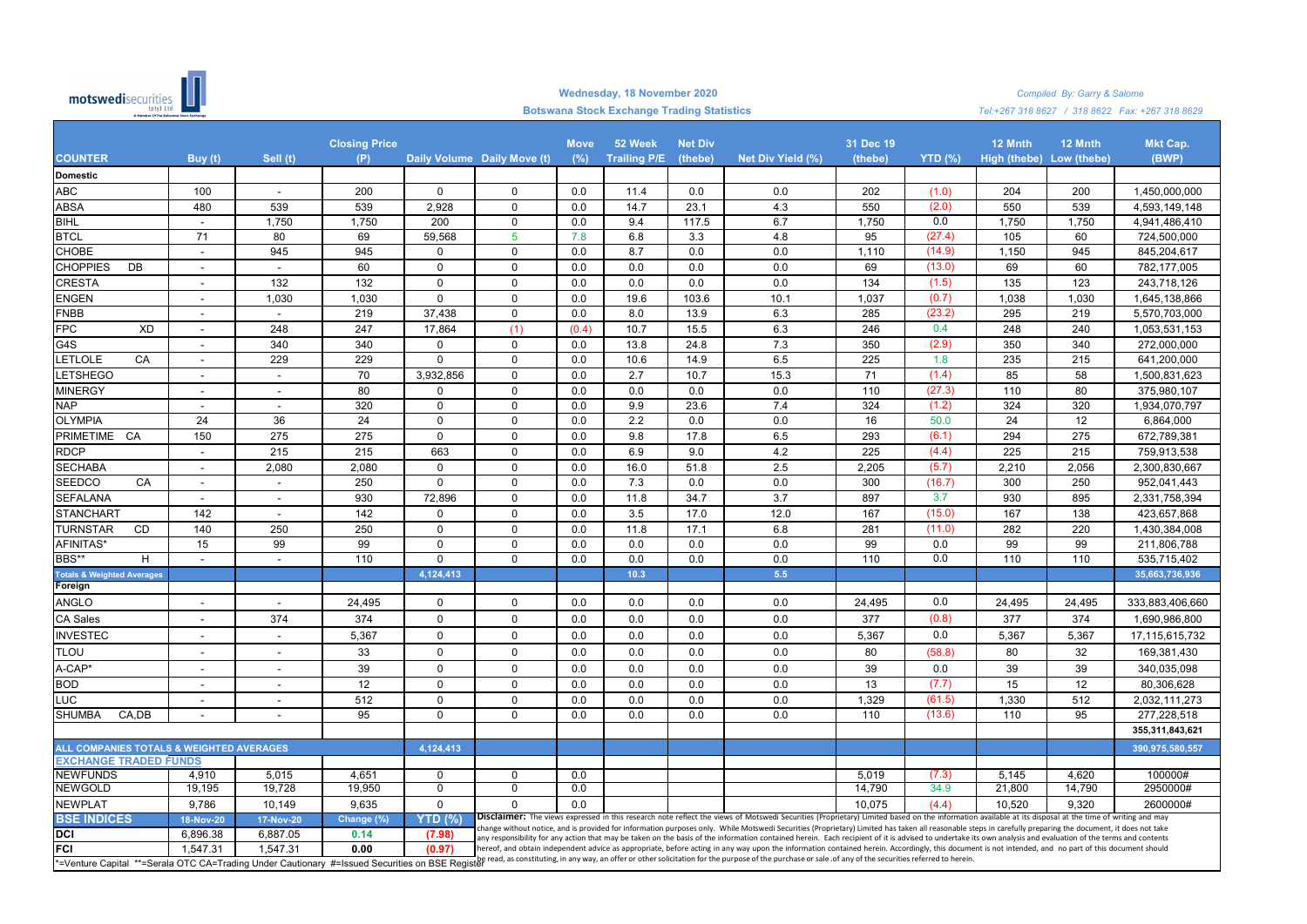motswedisecurities (pty) Ltd
A Member Of The Botswana Stock Exchange

**Wednesday, 18 November 2020**
**Botswana Stock Exchange Trading Statistics**

*Compiled By: Garry & Salome*
*Tel:+267 318 8627 / 318 8622 Fax: +267 318 8629*

| COUNTER | Buy (t) | Sell (t) | Closing Price (P) | Daily Volume | Daily Move (t) | Move (%) | 52 Week Trailing P/E | Net Div (thebe) | Net Div Yield (%) | 31 Dec 19 (thebe) | YTD (%) | 12 Mnth High (thebe) | 12 Mnth Low (thebe) | Mkt Cap. (BWP) |
|---|---|---|---|---|---|---|---|---|---|---|---|---|---|---|
| **Domestic** | | | | | | | | | | | | | | |
| ABC | 100 | - | 200 | 0 | 0 | 0.0 | 11.4 | 0.0 | 0.0 | 202 | (1.0) | 204 | 200 | 1,450,000,000 |
| ABSA | 480 | 539 | 539 | 2,928 | 0 | 0.0 | 14.7 | 23.1 | 4.3 | 550 | (2.0) | 550 | 539 | 4,593,149,148 |
| BIHL | - | 1,750 | 1,750 | 200 | 0 | 0.0 | 9.4 | 117.5 | 6.7 | 1,750 | 0.0 | 1,750 | 1,750 | 4,941,486,410 |
| BTCL | 71 | 80 | 69 | 59,568 | 5 | 7.8 | 6.8 | 3.3 | 4.8 | 95 | (27.4) | 105 | 60 | 724,500,000 |
| CHOBE | - | 945 | 945 | 0 | 0 | 0.0 | 8.7 | 0.0 | 0.0 | 1,110 | (14.9) | 1,150 | 945 | 845,204,617 |
| CHOPPIES DB | - | - | 60 | 0 | 0 | 0.0 | 0.0 | 0.0 | 0.0 | 69 | (13.0) | 69 | 60 | 782,177,005 |
| CRESTA | - | 132 | 132 | 0 | 0 | 0.0 | 0.0 | 0.0 | 0.0 | 134 | (1.5) | 135 | 123 | 243,718,126 |
| ENGEN | - | 1,030 | 1,030 | 0 | 0 | 0.0 | 19.6 | 103.6 | 10.1 | 1,037 | (0.7) | 1,038 | 1,030 | 1,645,138,866 |
| FNBB | - | - | 219 | 37,438 | 0 | 0.0 | 8.0 | 13.9 | 6.3 | 285 | (23.2) | 295 | 219 | 5,570,703,000 |
| FPC XD | - | 248 | 247 | 17,864 | (1) | (0.4) | 10.7 | 15.5 | 6.3 | 246 | 0.4 | 248 | 240 | 1,053,531,153 |
| G4S | - | 340 | 340 | 0 | 0 | 0.0 | 13.8 | 24.8 | 7.3 | 350 | (2.9) | 350 | 340 | 272,000,000 |
| LETLOLE CA | - | 229 | 229 | 0 | 0 | 0.0 | 10.6 | 14.9 | 6.5 | 225 | 1.8 | 235 | 215 | 641,200,000 |
| LETSHEGO | - | - | 70 | 3,932,856 | 0 | 0.0 | 2.7 | 10.7 | 15.3 | 71 | (1.4) | 85 | 58 | 1,500,831,623 |
| MINERGY | - | - | 80 | 0 | 0 | 0.0 | 0.0 | 0.0 | 0.0 | 110 | (27.3) | 110 | 80 | 375,980,107 |
| NAP | - | - | 320 | 0 | 0 | 0.0 | 9.9 | 23.6 | 7.4 | 324 | (1.2) | 324 | 320 | 1,934,070,797 |
| OLYMPIA | 24 | 36 | 24 | 0 | 0 | 0.0 | 2.2 | 0.0 | 0.0 | 16 | 50.0 | 24 | 12 | 6,864,000 |
| PRIMETIME CA | 150 | 275 | 275 | 0 | 0 | 0.0 | 9.8 | 17.8 | 6.5 | 293 | (6.1) | 294 | 275 | 672,789,381 |
| RDCP | - | 215 | 215 | 663 | 0 | 0.0 | 6.9 | 9.0 | 4.2 | 225 | (4.4) | 225 | 215 | 759,913,538 |
| SECHABA | - | 2,080 | 2,080 | 0 | 0 | 0.0 | 16.0 | 51.8 | 2.5 | 2,205 | (5.7) | 2,210 | 2,056 | 2,300,830,667 |
| SEEDCO CA | - | - | 250 | 0 | 0 | 0.0 | 7.3 | 0.0 | 0.0 | 300 | (16.7) | 300 | 250 | 952,041,443 |
| SEFALANA | - | - | 930 | 72,896 | 0 | 0.0 | 11.8 | 34.7 | 3.7 | 897 | 3.7 | 930 | 895 | 2,331,758,394 |
| STANCHART | 142 | - | 142 | 0 | 0 | 0.0 | 3.5 | 17.0 | 12.0 | 167 | (15.0) | 167 | 138 | 423,657,868 |
| TURNSTAR CD | 140 | 250 | 250 | 0 | 0 | 0.0 | 11.8 | 17.1 | 6.8 | 281 | (11.0) | 282 | 220 | 1,430,384,008 |
| AFINITAS* | 15 | 99 | 99 | 0 | 0 | 0.0 | 0.0 | 0.0 | 0.0 | 99 | 0.0 | 99 | 99 | 211,806,788 |
| BBS** H | - | - | 110 | 0 | 0 | 0.0 | 0.0 | 0.0 | 0.0 | 110 | 0.0 | 110 | 110 | 535,715,402 |
| **Totals & Weighted Averages** | | | | 4,124,413 | | | 10.3 | | 5.5 | | | | | 35,663,736,936 |
| **Foreign** | | | | | | | | | | | | | | |
| ANGLO | - | - | 24,495 | 0 | 0 | 0.0 | 0.0 | 0.0 | 0.0 | 24,495 | 0.0 | 24,495 | 24,495 | 333,883,406,660 |
| CA Sales | - | 374 | 374 | 0 | 0 | 0.0 | 0.0 | 0.0 | 0.0 | 377 | (0.8) | 377 | 374 | 1,690,986,800 |
| INVESTEC | - | - | 5,367 | 0 | 0 | 0.0 | 0.0 | 0.0 | 0.0 | 5,367 | 0.0 | 5,367 | 5,367 | 17,115,615,732 |
| TLOU | - | - | 33 | 0 | 0 | 0.0 | 0.0 | 0.0 | 0.0 | 80 | (58.8) | 80 | 32 | 169,381,430 |
| A-CAP* | - | - | 39 | 0 | 0 | 0.0 | 0.0 | 0.0 | 0.0 | 39 | 0.0 | 39 | 39 | 340,035,098 |
| BOD | - | - | 12 | 0 | 0 | 0.0 | 0.0 | 0.0 | 0.0 | 13 | (7.7) | 15 | 12 | 80,306,628 |
| LUC | - | - | 512 | 0 | 0 | 0.0 | 0.0 | 0.0 | 0.0 | 1,329 | (61.5) | 1,330 | 512 | 2,032,111,273 |
| SHUMBA CA,DB | - | - | 95 | 0 | 0 | 0.0 | 0.0 | 0.0 | 0.0 | 110 | (13.6) | 110 | 95 | 277,228,518 |
| | | | | | | | | | | | | | | 355,311,843,621 |
| **ALL COMPANIES TOTALS & WEIGHTED AVERAGES** | | | | 4,124,413 | | | | | | | | | | 390,975,580,557 |
| **EXCHANGE TRADED FUNDS** | | | | | | | | | | | | | | |
| NEWFUNDS | 4,910 | 5,015 | 4,651 | 0 | 0 | 0.0 | | | | 5,019 | (7.3) | 5,145 | 4,620 | 100000# |
| NEWGOLD | 19,195 | 19,728 | 19,950 | 0 | 0 | 0.0 | | | | 14,790 | 34.9 | 21,800 | 14,790 | 2950000# |
| NEWPLAT | 9,786 | 10,149 | 9,635 | 0 | 0 | 0.0 | | | | 10,075 | (4.4) | 10,520 | 9,320 | 2600000# |

| BSE INDICES | 18-Nov-20 | 17-Nov-20 | Change (%) | YTD (%) |
|---|---|---|---|---|
| DCI | 6,896.38 | 6,887.05 | 0.14 | (7.98) |
| FCI | 1,547.31 | 1,547.31 | 0.00 | (0.97) |

*=Venture Capital **=Serala OTC CA=Trading Under Cautionary #=Issued Securities on BSE Register

**Disclaimer:** The views expressed in this research note reflect the views of Motswedi Securities (Proprietary) Limited based on the information available at its disposal at the time of writing and may change without notice, and is provided for information purposes only. While Motswedi Securities (Proprietary) Limited has taken all reasonable steps in carefully preparing the document, it does not take any responsibility for any action that may be taken on the basis of the information contained herein. Each recipient of it is advised to undertake its own analysis and evaluation of the terms and contents hereof, and obtain independent advice as appropriate, before acting in any way upon the information contained herein. Accordingly, this document is not intended, and no part of this document should be read, as constituting, in any way, an offer or other solicitation for the purpose of the purchase or sale .of any of the securities referred to herein.